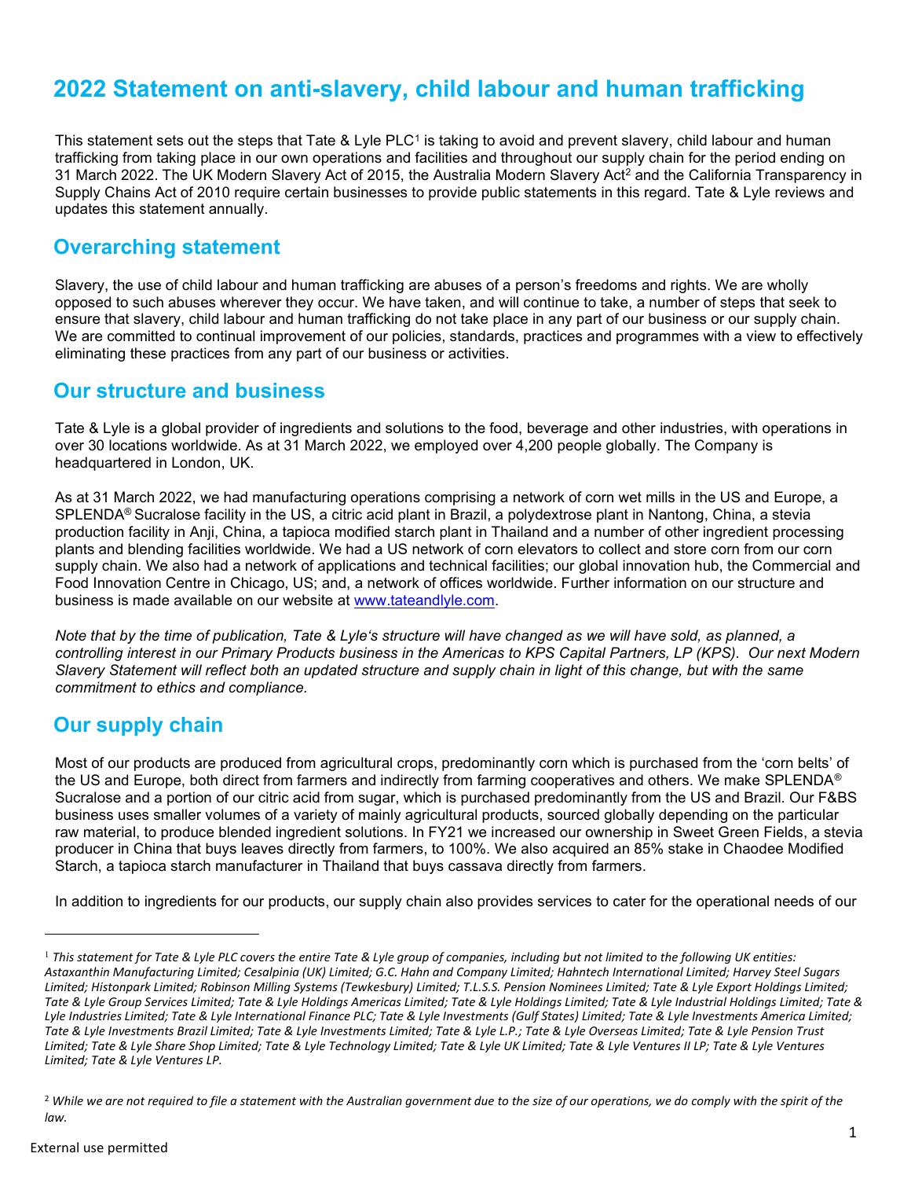# 2022 Statement on anti-slavery, child labour and human trafficking

This statement sets out the steps that Tate & Lyle PLC[1] is taking to avoid and prevent slavery, child labour and human trafficking from taking place in our own operations and facilities and throughout our supply chain for the period ending on 31 March 2022. The UK Modern Slavery Act of 2015, the Australia Modern Slavery Act[2] and the California Transparency in Supply Chains Act of 2010 require certain businesses to provide public statements in this regard. Tate & Lyle reviews and updates this statement annually.

## Overarching statement

Slavery, the use of child labour and human trafficking are abuses of a person's freedoms and rights. We are wholly opposed to such abuses wherever they occur. We have taken, and will continue to take, a number of steps that seek to ensure that slavery, child labour and human trafficking do not take place in any part of our business or our supply chain. We are committed to continual improvement of our policies, standards, practices and programmes with a view to effectively eliminating these practices from any part of our business or activities.

## Our structure and business

Tate & Lyle is a global provider of ingredients and solutions to the food, beverage and other industries, with operations in over 30 locations worldwide. As at 31 March 2022, we employed over 4,200 people globally. The Company is headquartered in London, UK.

As at 31 March 2022, we had manufacturing operations comprising a network of corn wet mills in the US and Europe, a SPLENDA® Sucralose facility in the US, a citric acid plant in Brazil, a polydextrose plant in Nantong, China, a stevia production facility in Anji, China, a tapioca modified starch plant in Thailand and a number of other ingredient processing plants and blending facilities worldwide. We had a US network of corn elevators to collect and store corn from our corn supply chain. We also had a network of applications and technical facilities; our global innovation hub, the Commercial and Food Innovation Centre in Chicago, US; and, a network of offices worldwide. Further information on our structure and business is made available on our website at [www.tateandlyle.com](www.tateandlyle.com).

*Note that by the time of publication, Tate & Lyle's structure will have changed as we will have sold, as planned, a controlling interest in our Primary Products business in the Americas to KPS Capital Partners, LP (KPS). Our next Modern Slavery Statement will reflect both an updated structure and supply chain in light of this change, but with the same commitment to ethics and compliance.*

## Our supply chain

Most of our products are produced from agricultural crops, predominantly corn which is purchased from the 'corn belts' of the US and Europe, both direct from farmers and indirectly from farming cooperatives and others. We make SPLENDA® Sucralose and a portion of our citric acid from sugar, which is purchased predominantly from the US and Brazil. Our F&BS business uses smaller volumes of a variety of mainly agricultural products, sourced globally depending on the particular raw material, to produce blended ingredient solutions. In FY21 we increased our ownership in Sweet Green Fields, a stevia producer in China that buys leaves directly from farmers, to 100%. We also acquired an 85% stake in Chaodee Modified Starch, a tapioca starch manufacturer in Thailand that buys cassava directly from farmers.

In addition to ingredients for our products, our supply chain also provides services to cater for the operational needs of our

---

[1] *This statement for Tate & Lyle PLC covers the entire Tate & Lyle group of companies, including but not limited to the following UK entities: Astaxanthin Manufacturing Limited; Cesalpinia (UK) Limited; G.C. Hahn and Company Limited; Hahntech International Limited; Harvey Steel Sugars Limited; Histonpark Limited; Robinson Milling Systems (Tewkesbury) Limited; T.L.S.S. Pension Nominees Limited; Tate & Lyle Export Holdings Limited; Tate & Lyle Group Services Limited; Tate & Lyle Holdings Americas Limited; Tate & Lyle Holdings Limited; Tate & Lyle Industrial Holdings Limited; Tate & Lyle Industries Limited; Tate & Lyle International Finance PLC; Tate & Lyle Investments (Gulf States) Limited; Tate & Lyle Investments America Limited; Tate & Lyle Investments Brazil Limited; Tate & Lyle Investments Limited; Tate & Lyle L.P.; Tate & Lyle Overseas Limited; Tate & Lyle Pension Trust Limited; Tate & Lyle Share Shop Limited; Tate & Lyle Technology Limited; Tate & Lyle UK Limited; Tate & Lyle Ventures II LP; Tate & Lyle Ventures Limited; Tate & Lyle Ventures LP.*

[2] *While we are not required to file a statement with the Australian government due to the size of our operations, we do comply with the spirit of the law.*

External use permitted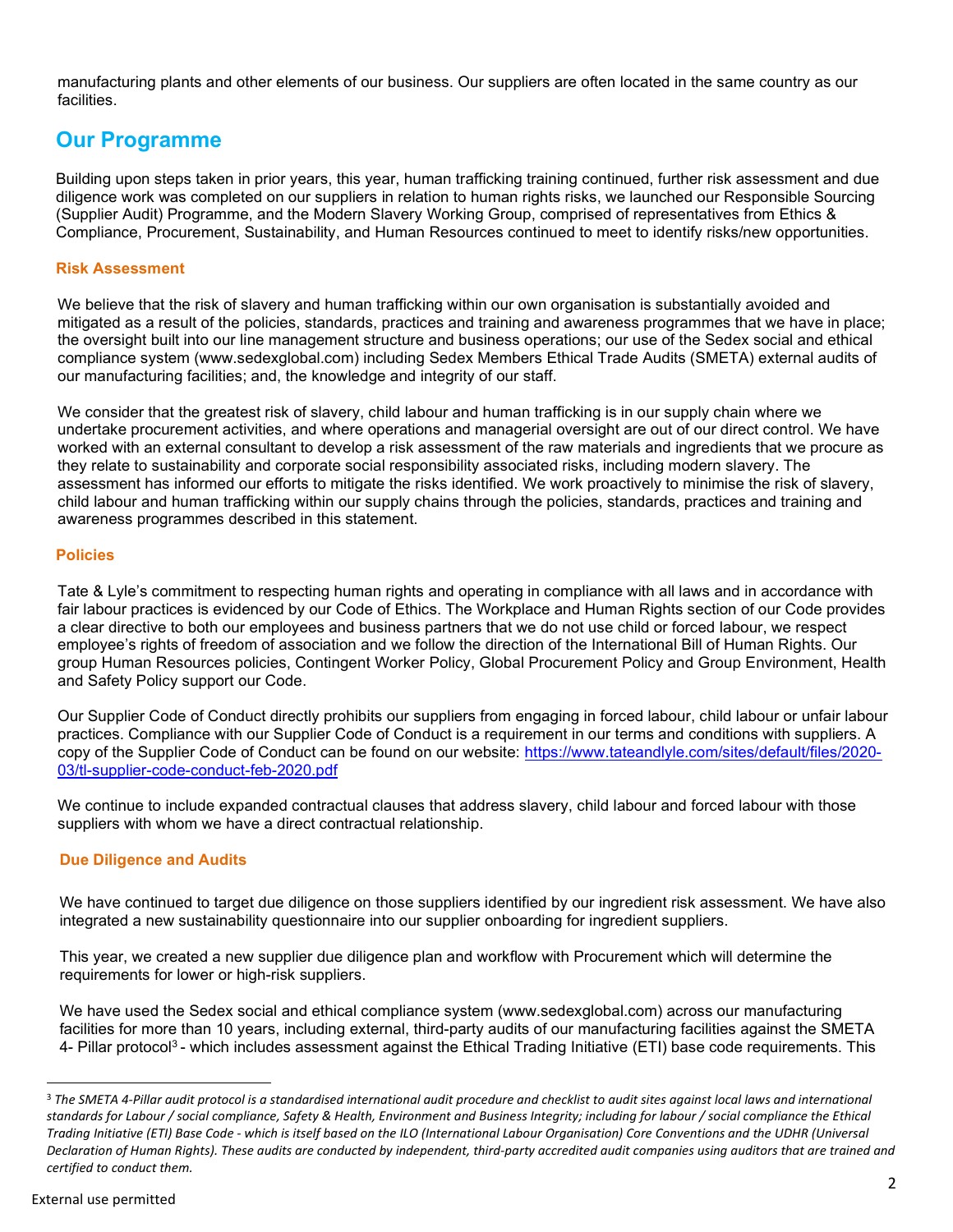manufacturing plants and other elements of our business. Our suppliers are often located in the same country as our facilities.

## Our Programme

Building upon steps taken in prior years, this year, human trafficking training continued, further risk assessment and due diligence work was completed on our suppliers in relation to human rights risks, we launched our Responsible Sourcing (Supplier Audit) Programme, and the Modern Slavery Working Group, comprised of representatives from Ethics & Compliance, Procurement, Sustainability, and Human Resources continued to meet to identify risks/new opportunities.

### Risk Assessment

We believe that the risk of slavery and human trafficking within our own organisation is substantially avoided and mitigated as a result of the policies, standards, practices and training and awareness programmes that we have in place; the oversight built into our line management structure and business operations; our use of the Sedex social and ethical compliance system (www.sedexglobal.com) including Sedex Members Ethical Trade Audits (SMETA) external audits of our manufacturing facilities; and, the knowledge and integrity of our staff.

We consider that the greatest risk of slavery, child labour and human trafficking is in our supply chain where we undertake procurement activities, and where operations and managerial oversight are out of our direct control. We have worked with an external consultant to develop a risk assessment of the raw materials and ingredients that we procure as they relate to sustainability and corporate social responsibility associated risks, including modern slavery. The assessment has informed our efforts to mitigate the risks identified. We work proactively to minimise the risk of slavery, child labour and human trafficking within our supply chains through the policies, standards, practices and training and awareness programmes described in this statement.

### Policies

Tate & Lyle's commitment to respecting human rights and operating in compliance with all laws and in accordance with fair labour practices is evidenced by our Code of Ethics. The Workplace and Human Rights section of our Code provides a clear directive to both our employees and business partners that we do not use child or forced labour, we respect employee's rights of freedom of association and we follow the direction of the International Bill of Human Rights. Our group Human Resources policies, Contingent Worker Policy, Global Procurement Policy and Group Environment, Health and Safety Policy support our Code.

Our Supplier Code of Conduct directly prohibits our suppliers from engaging in forced labour, child labour or unfair labour practices. Compliance with our Supplier Code of Conduct is a requirement in our terms and conditions with suppliers. A copy of the Supplier Code of Conduct can be found on our website: [https://www.tateandlyle.com/sites/default/files/2020-03/tl-supplier-code-conduct-feb-2020.pdf](https://www.tateandlyle.com/sites/default/files/2020-03/tl-supplier-code-conduct-feb-2020.pdf)

We continue to include expanded contractual clauses that address slavery, child labour and forced labour with those suppliers with whom we have a direct contractual relationship.

### Due Diligence and Audits

We have continued to target due diligence on those suppliers identified by our ingredient risk assessment. We have also integrated a new sustainability questionnaire into our supplier onboarding for ingredient suppliers.

This year, we created a new supplier due diligence plan and workflow with Procurement which will determine the requirements for lower or high-risk suppliers.

We have used the Sedex social and ethical compliance system (www.sedexglobal.com) across our manufacturing facilities for more than 10 years, including external, third-party audits of our manufacturing facilities against the SMETA 4- Pillar protocol[3] - which includes assessment against the Ethical Trading Initiative (ETI) base code requirements. This

[3] *The SMETA 4-Pillar audit protocol is a standardised international audit procedure and checklist to audit sites against local laws and international standards for Labour / social compliance, Safety & Health, Environment and Business Integrity; including for labour / social compliance the Ethical Trading Initiative (ETI) Base Code - which is itself based on the ILO (International Labour Organisation) Core Conventions and the UDHR (Universal Declaration of Human Rights). These audits are conducted by independent, third-party accredited audit companies using auditors that are trained and certified to conduct them.*

External use permitted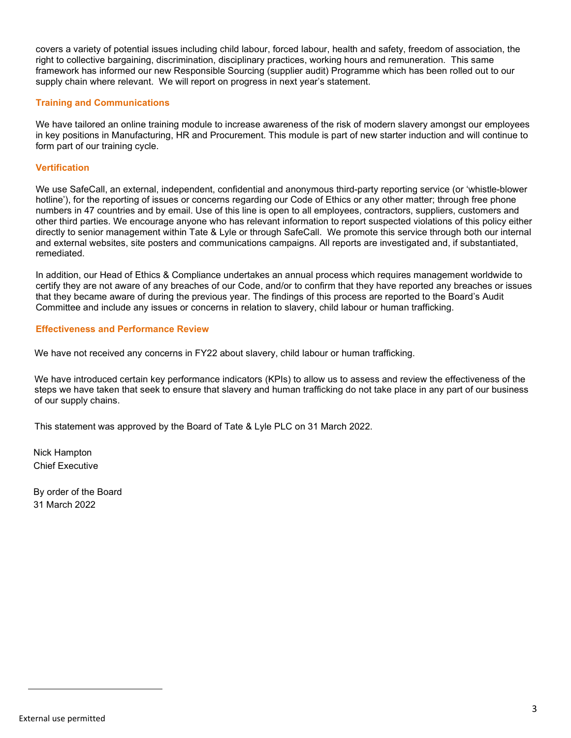covers a variety of potential issues including child labour, forced labour, health and safety, freedom of association, the right to collective bargaining, discrimination, disciplinary practices, working hours and remuneration. This same framework has informed our new Responsible Sourcing (supplier audit) Programme which has been rolled out to our supply chain where relevant. We will report on progress in next year's statement.

## Training and Communications

We have tailored an online training module to increase awareness of the risk of modern slavery amongst our employees in key positions in Manufacturing, HR and Procurement. This module is part of new starter induction and will continue to form part of our training cycle.

## Verification

We use SafeCall, an external, independent, confidential and anonymous third-party reporting service (or 'whistle-blower hotline'), for the reporting of issues or concerns regarding our Code of Ethics or any other matter; through free phone numbers in 47 countries and by email. Use of this line is open to all employees, contractors, suppliers, customers and other third parties. We encourage anyone who has relevant information to report suspected violations of this policy either directly to senior management within Tate & Lyle or through SafeCall. We promote this service through both our internal and external websites, site posters and communications campaigns. All reports are investigated and, if substantiated, remediated.

In addition, our Head of Ethics & Compliance undertakes an annual process which requires management worldwide to certify they are not aware of any breaches of our Code, and/or to confirm that they have reported any breaches or issues that they became aware of during the previous year. The findings of this process are reported to the Board's Audit Committee and include any issues or concerns in relation to slavery, child labour or human trafficking.

## Effectiveness and Performance Review

We have not received any concerns in FY22 about slavery, child labour or human trafficking.

We have introduced certain key performance indicators (KPIs) to allow us to assess and review the effectiveness of the steps we have taken that seek to ensure that slavery and human trafficking do not take place in any part of our business of our supply chains.

This statement was approved by the Board of Tate & Lyle PLC on 31 March 2022.

Nick Hampton
Chief Executive

By order of the Board
31 March 2022

External use permitted